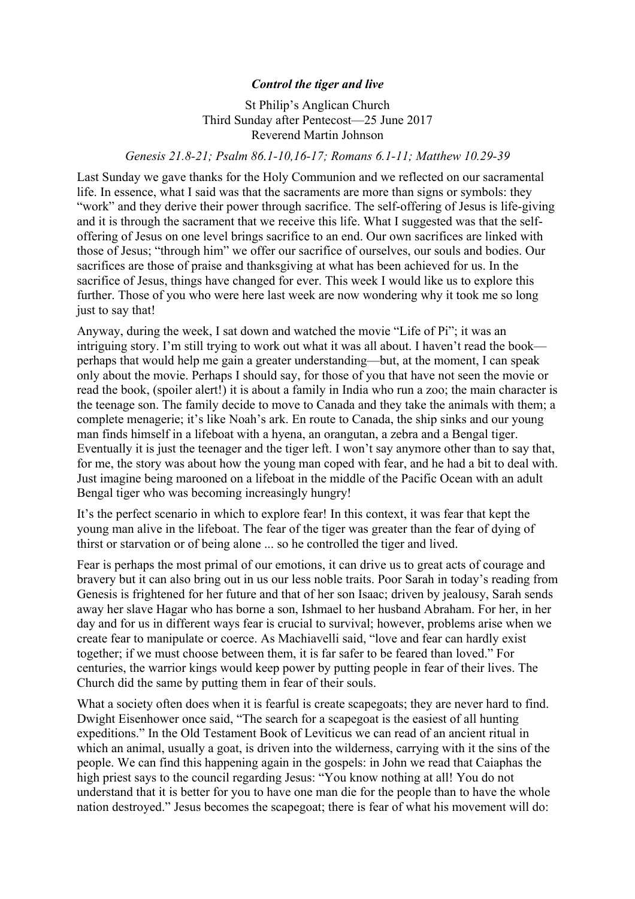***Control the tiger and live***

St Philip's Anglican Church
Third Sunday after Pentecost—25 June 2017
Reverend Martin Johnson

*Genesis 21.8-21; Psalm 86.1-10,16-17; Romans 6.1-11; Matthew 10.29-39*

Last Sunday we gave thanks for the Holy Communion and we reflected on our sacramental life. In essence, what I said was that the sacraments are more than signs or symbols: they "work" and they derive their power through sacrifice. The self-offering of Jesus is life-giving and it is through the sacrament that we receive this life. What I suggested was that the self-offering of Jesus on one level brings sacrifice to an end. Our own sacrifices are linked with those of Jesus; "through him" we offer our sacrifice of ourselves, our souls and bodies. Our sacrifices are those of praise and thanksgiving at what has been achieved for us. In the sacrifice of Jesus, things have changed for ever. This week I would like us to explore this further. Those of you who were here last week are now wondering why it took me so long just to say that!

Anyway, during the week, I sat down and watched the movie "Life of Pi"; it was an intriguing story. I'm still trying to work out what it was all about. I haven't read the book—perhaps that would help me gain a greater understanding—but, at the moment, I can speak only about the movie. Perhaps I should say, for those of you that have not seen the movie or read the book, (spoiler alert!) it is about a family in India who run a zoo; the main character is the teenage son. The family decide to move to Canada and they take the animals with them; a complete menagerie; it's like Noah's ark. En route to Canada, the ship sinks and our young man finds himself in a lifeboat with a hyena, an orangutan, a zebra and a Bengal tiger. Eventually it is just the teenager and the tiger left. I won't say anymore other than to say that, for me, the story was about how the young man coped with fear, and he had a bit to deal with. Just imagine being marooned on a lifeboat in the middle of the Pacific Ocean with an adult Bengal tiger who was becoming increasingly hungry!

It's the perfect scenario in which to explore fear! In this context, it was fear that kept the young man alive in the lifeboat. The fear of the tiger was greater than the fear of dying of thirst or starvation or of being alone ... so he controlled the tiger and lived.

Fear is perhaps the most primal of our emotions, it can drive us to great acts of courage and bravery but it can also bring out in us our less noble traits. Poor Sarah in today's reading from Genesis is frightened for her future and that of her son Isaac; driven by jealousy, Sarah sends away her slave Hagar who has borne a son, Ishmael to her husband Abraham. For her, in her day and for us in different ways fear is crucial to survival; however, problems arise when we create fear to manipulate or coerce. As Machiavelli said, "love and fear can hardly exist together; if we must choose between them, it is far safer to be feared than loved." For centuries, the warrior kings would keep power by putting people in fear of their lives. The Church did the same by putting them in fear of their souls.

What a society often does when it is fearful is create scapegoats; they are never hard to find. Dwight Eisenhower once said, "The search for a scapegoat is the easiest of all hunting expeditions." In the Old Testament Book of Leviticus we can read of an ancient ritual in which an animal, usually a goat, is driven into the wilderness, carrying with it the sins of the people. We can find this happening again in the gospels: in John we read that Caiaphas the high priest says to the council regarding Jesus: "You know nothing at all! You do not understand that it is better for you to have one man die for the people than to have the whole nation destroyed." Jesus becomes the scapegoat; there is fear of what his movement will do: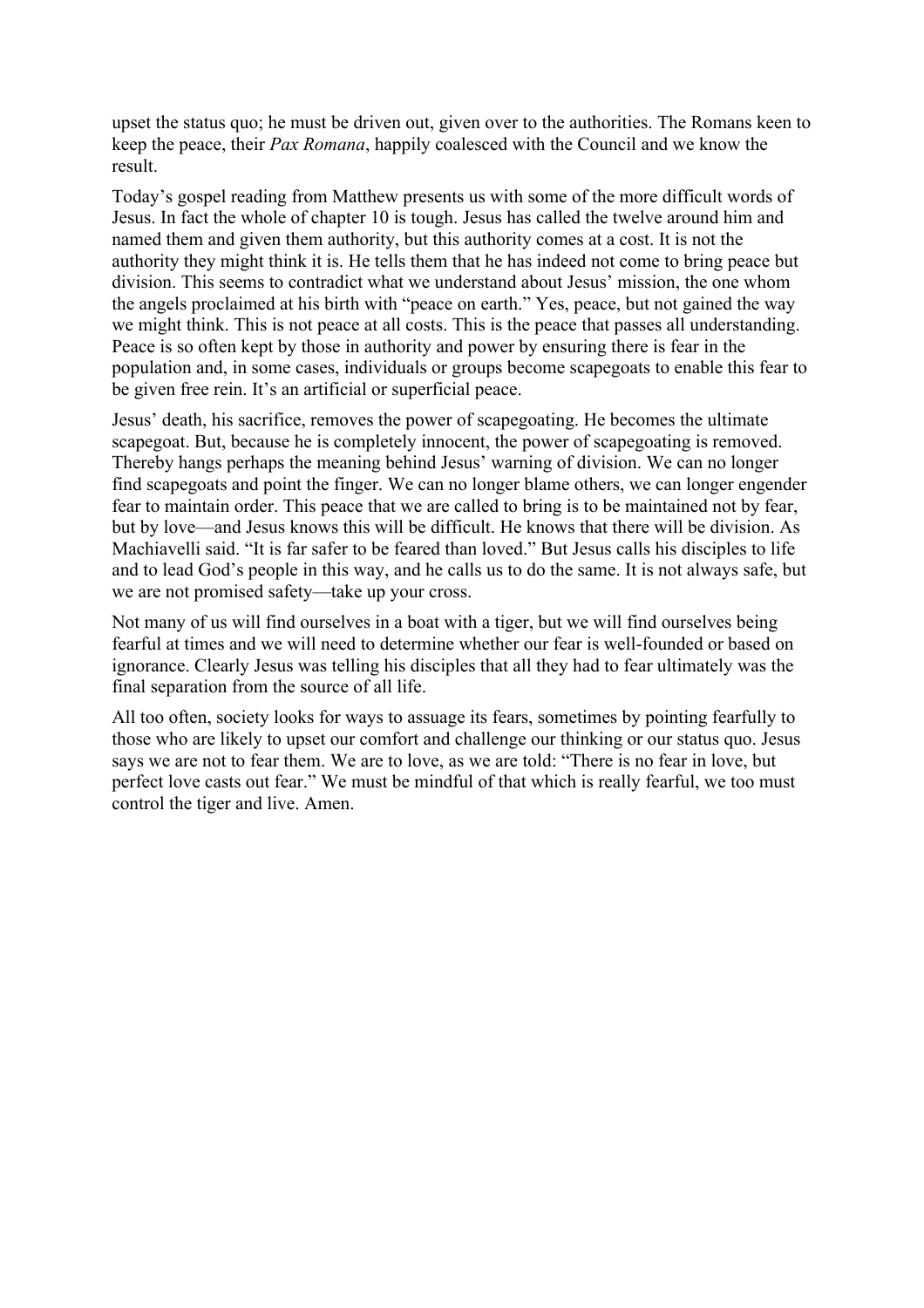upset the status quo; he must be driven out, given over to the authorities. The Romans keen to keep the peace, their *Pax Romana*, happily coalesced with the Council and we know the result.

Today's gospel reading from Matthew presents us with some of the more difficult words of Jesus. In fact the whole of chapter 10 is tough. Jesus has called the twelve around him and named them and given them authority, but this authority comes at a cost. It is not the authority they might think it is. He tells them that he has indeed not come to bring peace but division. This seems to contradict what we understand about Jesus' mission, the one whom the angels proclaimed at his birth with "peace on earth." Yes, peace, but not gained the way we might think. This is not peace at all costs. This is the peace that passes all understanding. Peace is so often kept by those in authority and power by ensuring there is fear in the population and, in some cases, individuals or groups become scapegoats to enable this fear to be given free rein. It's an artificial or superficial peace.

Jesus' death, his sacrifice, removes the power of scapegoating. He becomes the ultimate scapegoat. But, because he is completely innocent, the power of scapegoating is removed. Thereby hangs perhaps the meaning behind Jesus' warning of division. We can no longer find scapegoats and point the finger. We can no longer blame others, we can longer engender fear to maintain order. This peace that we are called to bring is to be maintained not by fear, but by love—and Jesus knows this will be difficult. He knows that there will be division. As Machiavelli said. "It is far safer to be feared than loved." But Jesus calls his disciples to life and to lead God's people in this way, and he calls us to do the same. It is not always safe, but we are not promised safety—take up your cross.

Not many of us will find ourselves in a boat with a tiger, but we will find ourselves being fearful at times and we will need to determine whether our fear is well-founded or based on ignorance. Clearly Jesus was telling his disciples that all they had to fear ultimately was the final separation from the source of all life.

All too often, society looks for ways to assuage its fears, sometimes by pointing fearfully to those who are likely to upset our comfort and challenge our thinking or our status quo. Jesus says we are not to fear them. We are to love, as we are told: "There is no fear in love, but perfect love casts out fear." We must be mindful of that which is really fearful, we too must control the tiger and live. Amen.